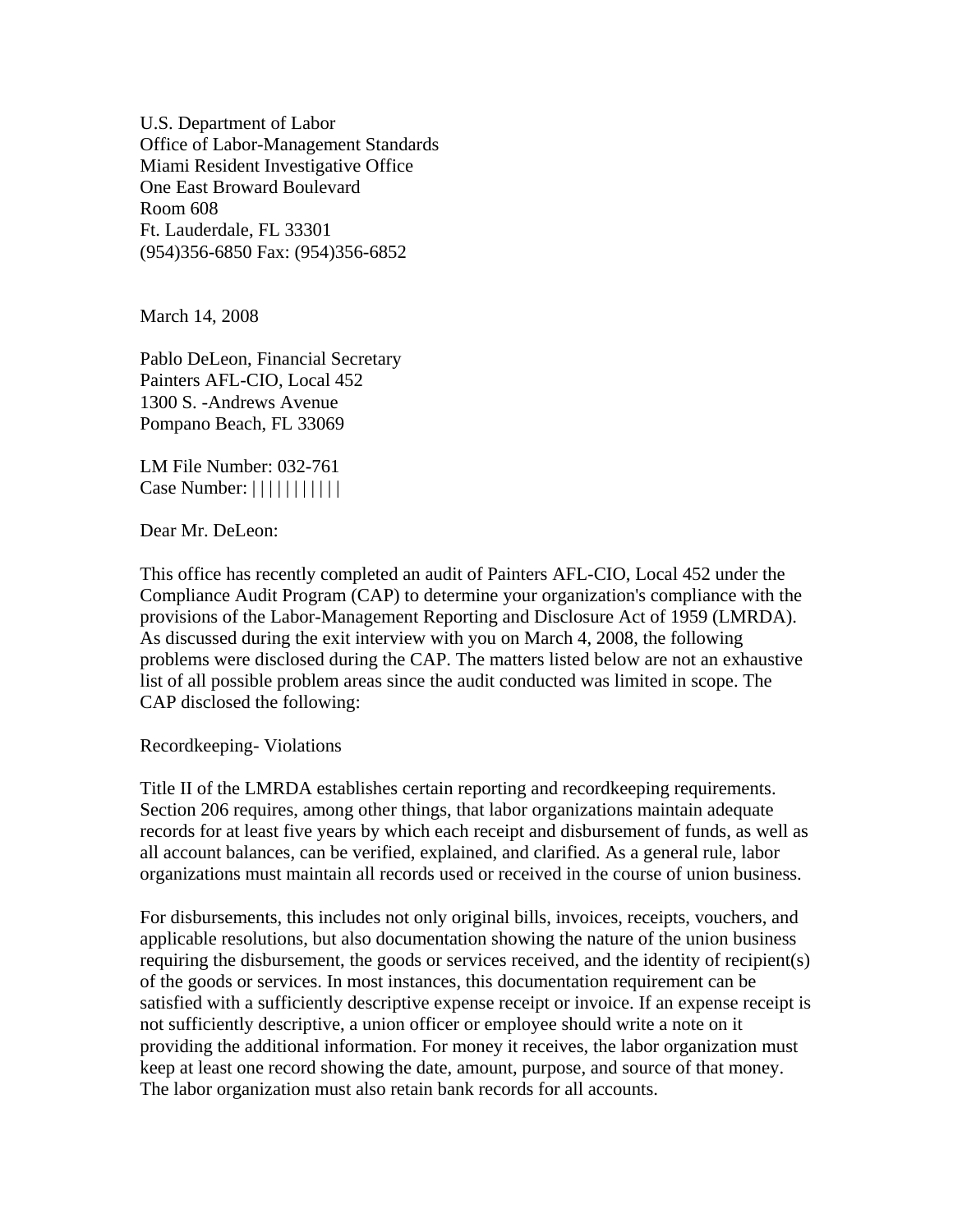U.S. Department of Labor
Office of Labor-Management Standards
Miami Resident Investigative Office
One East Broward Boulevard
Room 608
Ft. Lauderdale, FL 33301
(954)356-6850 Fax: (954)356-6852

March 14, 2008

Pablo DeLeon, Financial Secretary
Painters AFL-CIO, Local 452
1300 S. -Andrews Avenue
Pompano Beach, FL 33069

LM File Number: 032-761
Case Number: |||||||||||

Dear Mr. DeLeon:

This office has recently completed an audit of Painters AFL-CIO, Local 452 under the Compliance Audit Program (CAP) to determine your organization's compliance with the provisions of the Labor-Management Reporting and Disclosure Act of 1959 (LMRDA). As discussed during the exit interview with you on March 4, 2008, the following problems were disclosed during the CAP. The matters listed below are not an exhaustive list of all possible problem areas since the audit conducted was limited in scope. The CAP disclosed the following:

Recordkeeping- Violations

Title II of the LMRDA establishes certain reporting and recordkeeping requirements. Section 206 requires, among other things, that labor organizations maintain adequate records for at least five years by which each receipt and disbursement of funds, as well as all account balances, can be verified, explained, and clarified. As a general rule, labor organizations must maintain all records used or received in the course of union business.

For disbursements, this includes not only original bills, invoices, receipts, vouchers, and applicable resolutions, but also documentation showing the nature of the union business requiring the disbursement, the goods or services received, and the identity of recipient(s) of the goods or services. In most instances, this documentation requirement can be satisfied with a sufficiently descriptive expense receipt or invoice. If an expense receipt is not sufficiently descriptive, a union officer or employee should write a note on it providing the additional information. For money it receives, the labor organization must keep at least one record showing the date, amount, purpose, and source of that money. The labor organization must also retain bank records for all accounts.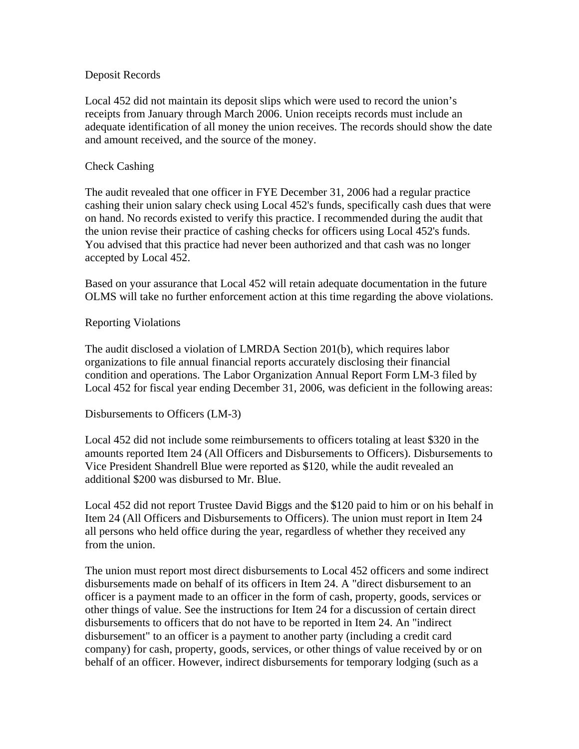Deposit Records

Local 452 did not maintain its deposit slips which were used to record the union's receipts from January through March 2006. Union receipts records must include an adequate identification of all money the union receives. The records should show the date and amount received, and the source of the money.

Check Cashing

The audit revealed that one officer in FYE December 31, 2006 had a regular practice cashing their union salary check using Local 452's funds, specifically cash dues that were on hand. No records existed to verify this practice. I recommended during the audit that the union revise their practice of cashing checks for officers using Local 452's funds. You advised that this practice had never been authorized and that cash was no longer accepted by Local 452.

Based on your assurance that Local 452 will retain adequate documentation in the future OLMS will take no further enforcement action at this time regarding the above violations.

Reporting Violations

The audit disclosed a violation of LMRDA Section 201(b), which requires labor organizations to file annual financial reports accurately disclosing their financial condition and operations. The Labor Organization Annual Report Form LM-3 filed by Local 452 for fiscal year ending December 31, 2006, was deficient in the following areas:

Disbursements to Officers (LM-3)

Local 452 did not include some reimbursements to officers totaling at least $320 in the amounts reported Item 24 (All Officers and Disbursements to Officers). Disbursements to Vice President Shandrell Blue were reported as $120, while the audit revealed an additional $200 was disbursed to Mr. Blue.

Local 452 did not report Trustee David Biggs and the $120 paid to him or on his behalf in Item 24 (All Officers and Disbursements to Officers). The union must report in Item 24 all persons who held office during the year, regardless of whether they received any from the union.

The union must report most direct disbursements to Local 452 officers and some indirect disbursements made on behalf of its officers in Item 24. A "direct disbursement to an officer is a payment made to an officer in the form of cash, property, goods, services or other things of value. See the instructions for Item 24 for a discussion of certain direct disbursements to officers that do not have to be reported in Item 24. An "indirect disbursement" to an officer is a payment to another party (including a credit card company) for cash, property, goods, services, or other things of value received by or on behalf of an officer. However, indirect disbursements for temporary lodging (such as a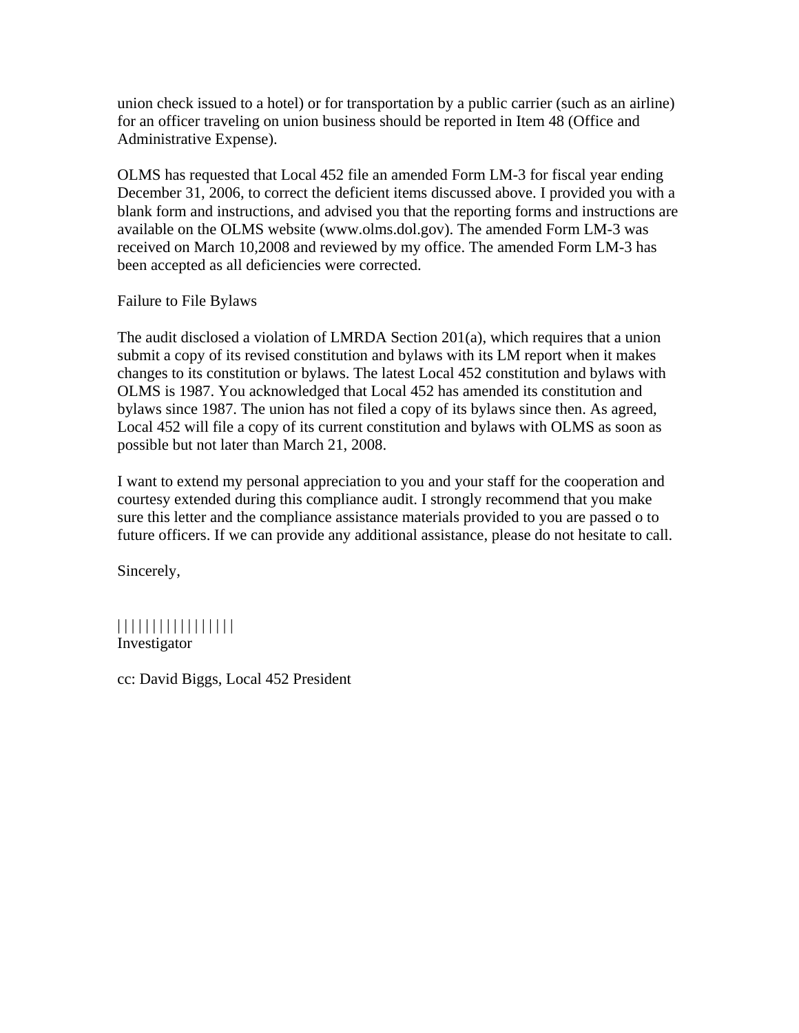union check issued to a hotel) or for transportation by a public carrier (such as an airline) for an officer traveling on union business should be reported in Item 48 (Office and Administrative Expense).

OLMS has requested that Local 452 file an amended Form LM-3 for fiscal year ending December 31, 2006, to correct the deficient items discussed above. I provided you with a blank form and instructions, and advised you that the reporting forms and instructions are available on the OLMS website (www.olms.dol.gov). The amended Form LM-3 was received on March 10,2008 and reviewed by my office. The amended Form LM-3 has been accepted as all deficiencies were corrected.

Failure to File Bylaws

The audit disclosed a violation of LMRDA Section 201(a), which requires that a union submit a copy of its revised constitution and bylaws with its LM report when it makes changes to its constitution or bylaws. The latest Local 452 constitution and bylaws with OLMS is 1987. You acknowledged that Local 452 has amended its constitution and bylaws since 1987. The union has not filed a copy of its bylaws since then. As agreed, Local 452 will file a copy of its current constitution and bylaws with OLMS as soon as possible but not later than March 21, 2008.

I want to extend my personal appreciation to you and your staff for the cooperation and courtesy extended during this compliance audit. I strongly recommend that you make sure this letter and the compliance assistance materials provided to you are passed o to future officers. If we can provide any additional assistance, please do not hesitate to call.

Sincerely,

| | | | | | | | | | | | | | | |
Investigator

cc: David Biggs, Local 452 President